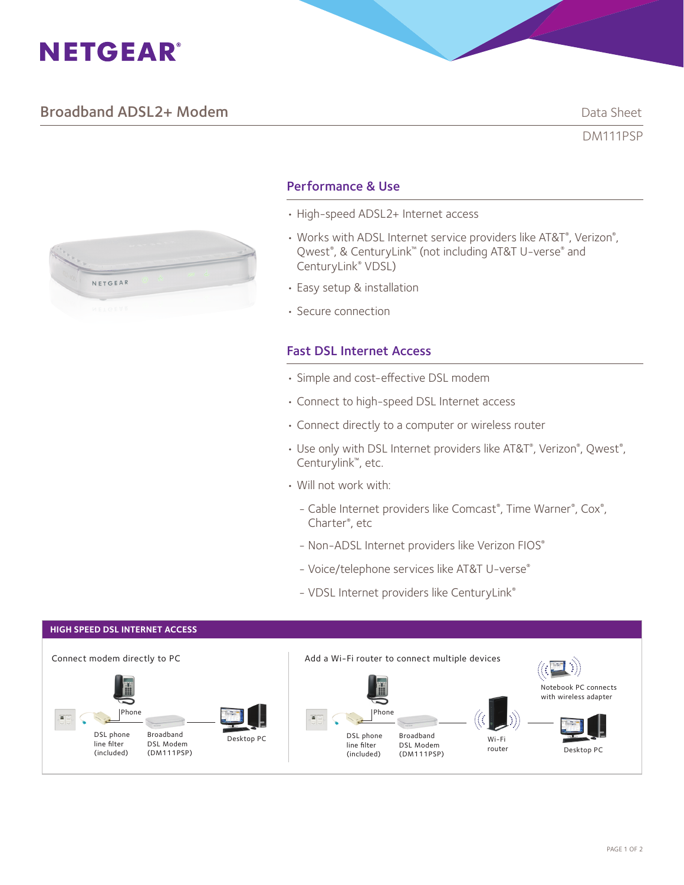# NETGEAR®

## Broadband ADSL2+ Modem

Data Sheet

DM111PSP

### Performance & Use

- High-speed ADSL2+ Internet access
- Works with ADSL Internet service providers like AT&T®, Verizon®, Qwest®, & CenturyLink™ (not including AT&T U-verse® and CenturyLink® VDSL)
- Easy setup & installation
- Secure connection

### Fast DSL Internet Access

- Simple and cost-effective DSL modem
- Connect to high-speed DSL Internet access
- Connect directly to a computer or wireless router
- Use only with DSL Internet providers like AT&T®, Verizon®, Qwest®, Centurylink™, etc.
- Will not work with:
  - Cable Internet providers like Comcast®, Time Warner®, Cox®, Charter®, etc
  - Non-ADSL Internet providers like Verizon FIOS®
  - Voice/telephone services like AT&T U-verse®
  - VDSL Internet providers like CenturyLink®

### HIGH SPEED DSL INTERNET ACCESS

**Connect modem directly to PC**

Phone

DSL phone line filter (included) — Broadband DSL Modem (DM111PSP) — Desktop PC

**Add a Wi-Fi router to connect multiple devices**

Phone

DSL phone line filter (included) — Broadband DSL Modem (DM111PSP) — Wi-Fi router — Desktop PC

Notebook PC connects with wireless adapter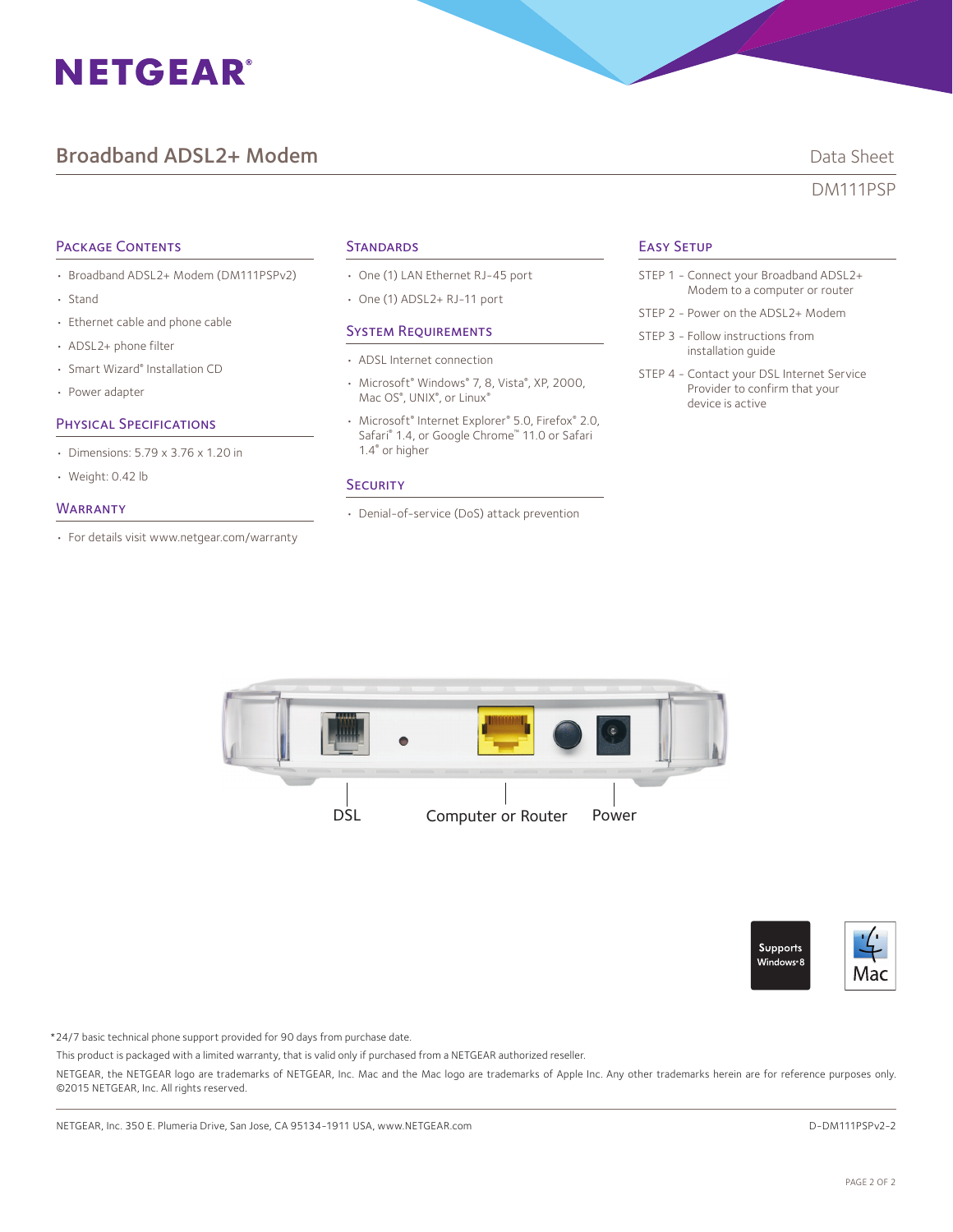# NETGEAR®

## Broadband ADSL2+ Modem

Data Sheet

DM111PSP

### Package Contents

- Broadband ADSL2+ Modem (DM111PSPv2)
- Stand
- Ethernet cable and phone cable
- ADSL2+ phone filter
- Smart Wizard® Installation CD
- Power adapter

### Physical Specifications

- Dimensions: 5.79 x 3.76 x 1.20 in
- Weight: 0.42 lb

### Warranty

- For details visit www.netgear.com/warranty

### Standards

- One (1) LAN Ethernet RJ-45 port
- One (1) ADSL2+ RJ-11 port

### System Requirements

- ADSL Internet connection
- Microsoft® Windows® 7, 8, Vista®, XP, 2000, Mac OS®, UNIX®, or Linux®
- Microsoft® Internet Explorer® 5.0, Firefox® 2.0, Safari® 1.4, or Google Chrome™ 11.0 or Safari 1.4® or higher

### Security

- Denial-of-service (DoS) attack prevention

### Easy Setup

STEP 1 - Connect your Broadband ADSL2+ Modem to a computer or router

STEP 2 - Power on the ADSL2+ Modem

STEP 3 - Follow instructions from installation guide

STEP 4 - Contact your DSL Internet Service Provider to confirm that your device is active

DSL

Computer or Router

Power

Supports Windows® 8

Mac

*24/7 basic technical phone support provided for 90 days from purchase date.

This product is packaged with a limited warranty, that is valid only if purchased from a NETGEAR authorized reseller.

NETGEAR, the NETGEAR logo are trademarks of NETGEAR, Inc. Mac and the Mac logo are trademarks of Apple Inc. Any other trademarks herein are for reference purposes only. ©2015 NETGEAR, Inc. All rights reserved.

NETGEAR, Inc. 350 E. Plumeria Drive, San Jose, CA 95134-1911 USA, www.NETGEAR.com

D-DM111PSPv2-2